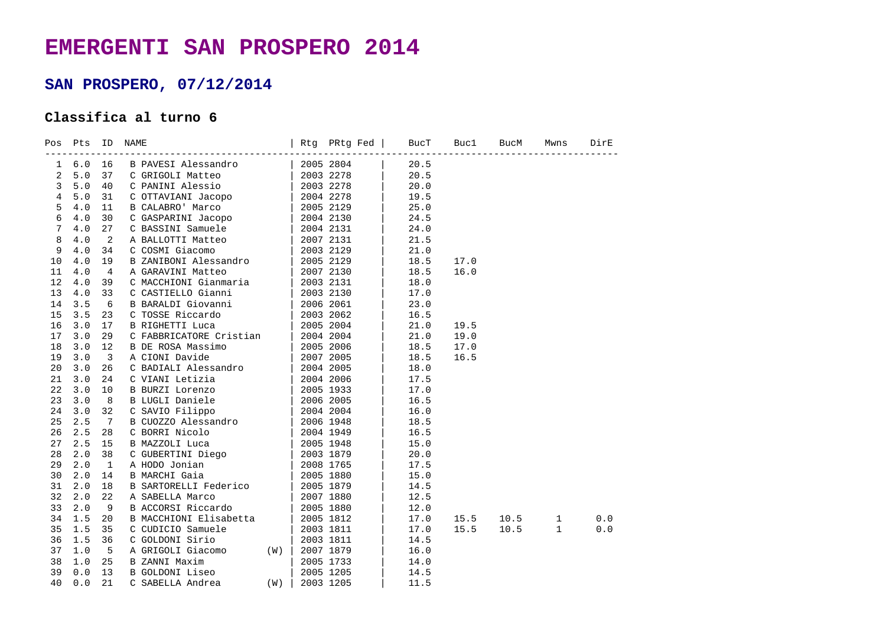# EMERGENTI SAN PROSPERO 2014

## SAN PROSPERO, 07/12/2014

### Classifica al turno 6

| Pos | Pts | ID | NAME | | Rtg | PRtg | Fed | BucT | Buc1 | BucM | Mwns | DirE |
|---|---|---|---|---|---|---|---|---|---|---|---|---|
| 1 | 6.0 | 16 | B PAVESI Alessandro | | 2005 | 2804 | | 20.5 | | | | |
| 2 | 5.0 | 37 | C GRIGOLI Matteo | | 2003 | 2278 | | 20.5 | | | | |
| 3 | 5.0 | 40 | C PANINI Alessio | | 2003 | 2278 | | 20.0 | | | | |
| 4 | 5.0 | 31 | C OTTAVIANI Jacopo | | 2004 | 2278 | | 19.5 | | | | |
| 5 | 4.0 | 11 | B CALABRO' Marco | | 2005 | 2129 | | 25.0 | | | | |
| 6 | 4.0 | 30 | C GASPARINI Jacopo | | 2004 | 2130 | | 24.5 | | | | |
| 7 | 4.0 | 27 | C BASSINI Samuele | | 2004 | 2131 | | 24.0 | | | | |
| 8 | 4.0 | 2 | A BALLOTTI Matteo | | 2007 | 2131 | | 21.5 | | | | |
| 9 | 4.0 | 34 | C COSMI Giacomo | | 2003 | 2129 | | 21.0 | | | | |
| 10 | 4.0 | 19 | B ZANIBONI Alessandro | | 2005 | 2129 | | 18.5 | 17.0 | | | |
| 11 | 4.0 | 4 | A GARAVINI Matteo | | 2007 | 2130 | | 18.5 | 16.0 | | | |
| 12 | 4.0 | 39 | C MACCHIONI Gianmaria | | 2003 | 2131 | | 18.0 | | | | |
| 13 | 4.0 | 33 | C CASTIELLO Gianni | | 2003 | 2130 | | 17.0 | | | | |
| 14 | 3.5 | 6 | B BARALDI Giovanni | | 2006 | 2061 | | 23.0 | | | | |
| 15 | 3.5 | 23 | C TOSSE Riccardo | | 2003 | 2062 | | 16.5 | | | | |
| 16 | 3.0 | 17 | B RIGHETTI Luca | | 2005 | 2004 | | 21.0 | 19.5 | | | |
| 17 | 3.0 | 29 | C FABBRICATORE Cristian | | 2004 | 2004 | | 21.0 | 19.0 | | | |
| 18 | 3.0 | 12 | B DE ROSA Massimo | | 2005 | 2006 | | 18.5 | 17.0 | | | |
| 19 | 3.0 | 3 | A CIONI Davide | | 2007 | 2005 | | 18.5 | 16.5 | | | |
| 20 | 3.0 | 26 | C BADIALI Alessandro | | 2004 | 2005 | | 18.0 | | | | |
| 21 | 3.0 | 24 | C VIANI Letizia | | 2004 | 2006 | | 17.5 | | | | |
| 22 | 3.0 | 10 | B BURZI Lorenzo | | 2005 | 1933 | | 17.0 | | | | |
| 23 | 3.0 | 8 | B LUGLI Daniele | | 2006 | 2005 | | 16.5 | | | | |
| 24 | 3.0 | 32 | C SAVIO Filippo | | 2004 | 2004 | | 16.0 | | | | |
| 25 | 2.5 | 7 | B CUOZZO Alessandro | | 2006 | 1948 | | 18.5 | | | | |
| 26 | 2.5 | 28 | C BORRI Nicolo | | 2004 | 1949 | | 16.5 | | | | |
| 27 | 2.5 | 15 | B MAZZOLI Luca | | 2005 | 1948 | | 15.0 | | | | |
| 28 | 2.0 | 38 | C GUBERTINI Diego | | 2003 | 1879 | | 20.0 | | | | |
| 29 | 2.0 | 1 | A HODO Jonian | | 2008 | 1765 | | 17.5 | | | | |
| 30 | 2.0 | 14 | B MARCHI Gaia | | 2005 | 1880 | | 15.0 | | | | |
| 31 | 2.0 | 18 | B SARTORELLI Federico | | 2005 | 1879 | | 14.5 | | | | |
| 32 | 2.0 | 22 | A SABELLA Marco | | 2007 | 1880 | | 12.5 | | | | |
| 33 | 2.0 | 9 | B ACCORSI Riccardo | | 2005 | 1880 | | 12.0 | | | | |
| 34 | 1.5 | 20 | B MACCHIONI Elisabetta | | 2005 | 1812 | | 17.0 | 15.5 | 10.5 | 1 | 0.0 |
| 35 | 1.5 | 35 | C CUDICIO Samuele | | 2003 | 1811 | | 17.0 | 15.5 | 10.5 | 1 | 0.0 |
| 36 | 1.5 | 36 | C GOLDONI Sirio | | 2003 | 1811 | | 14.5 | | | | |
| 37 | 1.0 | 5 | A GRIGOLI Giacomo | (W) | 2007 | 1879 | | 16.0 | | | | |
| 38 | 1.0 | 25 | B ZANNI Maxim | | 2005 | 1733 | | 14.0 | | | | |
| 39 | 0.0 | 13 | B GOLDONI Liseo | | 2005 | 1205 | | 14.5 | | | | |
| 40 | 0.0 | 21 | C SABELLA Andrea | (W) | 2003 | 1205 | | 11.5 | | | | |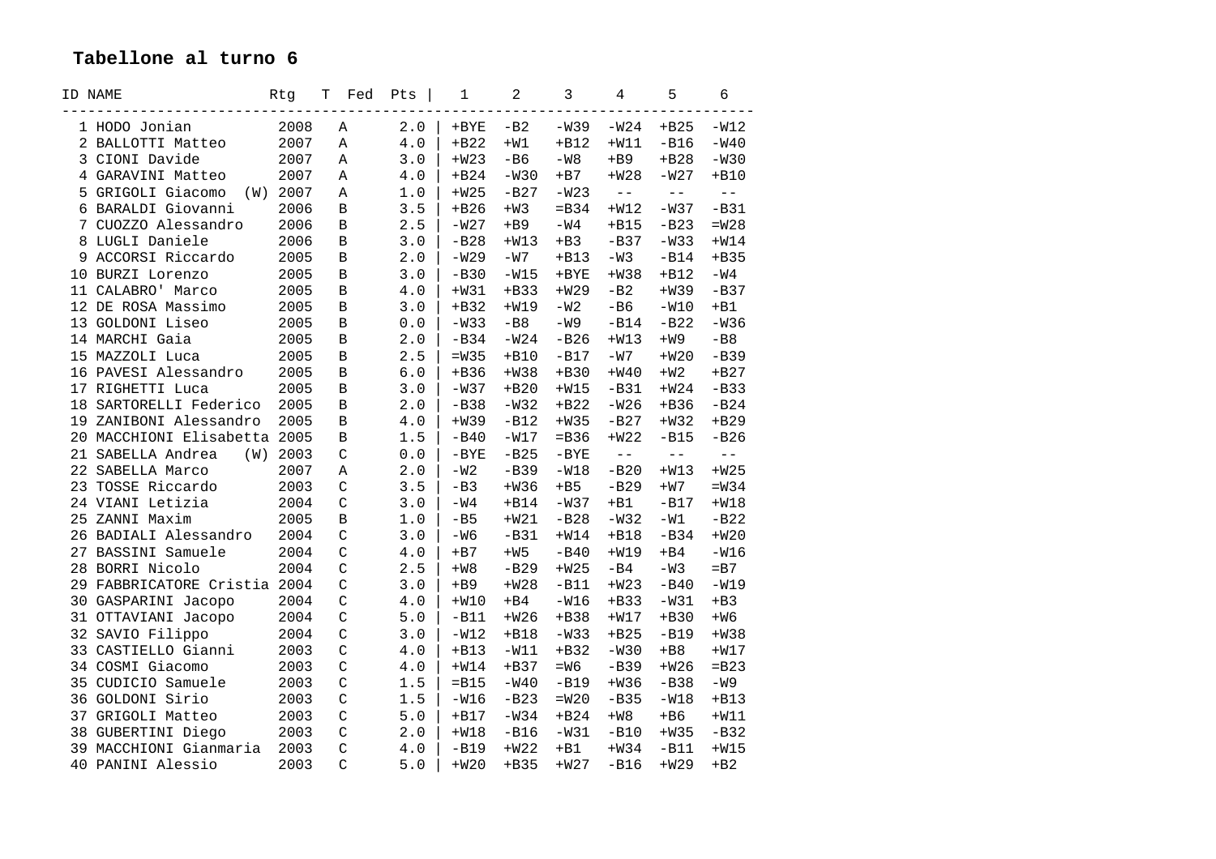**Tabellone al turno 6**

| ID | NAME | Rtg | T | Fed | Pts | 1 | 2 | 3 | 4 | 5 | 6 |
|---|---|---|---|---|---|---|---|---|---|---|---|
| 1 | HODO Jonian | 2008 | A | | 2.0 | +BYE | -B2 | -W39 | -W24 | +B25 | -W12 |
| 2 | BALLOTTI Matteo | 2007 | A | | 4.0 | +B22 | +W1 | +B12 | +W11 | -B16 | -W40 |
| 3 | CIONI Davide | 2007 | A | | 3.0 | +W23 | -B6 | -W8 | +B9 | +B28 | -W30 |
| 4 | GARAVINI Matteo | 2007 | A | | 4.0 | +B24 | -W30 | +B7 | +W28 | -W27 | +B10 |
| 5 | GRIGOLI Giacomo (W) | 2007 | A | | 1.0 | +W25 | -B27 | -W23 | -- | -- | -- |
| 6 | BARALDI Giovanni | 2006 | B | | 3.5 | +B26 | +W3 | =B34 | +W12 | -W37 | -B31 |
| 7 | CUOZZO Alessandro | 2006 | B | | 2.5 | -W27 | +B9 | -W4 | +B15 | -B23 | =W28 |
| 8 | LUGLI Daniele | 2006 | B | | 3.0 | -B28 | +W13 | +B3 | -B37 | -W33 | +W14 |
| 9 | ACCORSI Riccardo | 2005 | B | | 2.0 | -W29 | -W7 | +B13 | -W3 | -B14 | +B35 |
| 10 | BURZI Lorenzo | 2005 | B | | 3.0 | -B30 | -W15 | +BYE | +W38 | +B12 | -W4 |
| 11 | CALABRO' Marco | 2005 | B | | 4.0 | +W31 | +B33 | +W29 | -B2 | +W39 | -B37 |
| 12 | DE ROSA Massimo | 2005 | B | | 3.0 | +B32 | +W19 | -W2 | -B6 | -W10 | +B1 |
| 13 | GOLDONI Liseo | 2005 | B | | 0.0 | -W33 | -B8 | -W9 | -B14 | -B22 | -W36 |
| 14 | MARCHI Gaia | 2005 | B | | 2.0 | -B34 | -W24 | -B26 | +W13 | +W9 | -B8 |
| 15 | MAZZOLI Luca | 2005 | B | | 2.5 | =W35 | +B10 | -B17 | -W7 | +W20 | -B39 |
| 16 | PAVESI Alessandro | 2005 | B | | 6.0 | +B36 | +W38 | +B30 | +W40 | +W2 | +B27 |
| 17 | RIGHETTI Luca | 2005 | B | | 3.0 | -W37 | +B20 | +W15 | -B31 | +W24 | -B33 |
| 18 | SARTORELLI Federico | 2005 | B | | 2.0 | -B38 | -W32 | +B22 | -W26 | +B36 | -B24 |
| 19 | ZANIBONI Alessandro | 2005 | B | | 4.0 | +W39 | -B12 | +W35 | -B27 | +W32 | +B29 |
| 20 | MACCHIONI Elisabetta | 2005 | B | | 1.5 | -B40 | -W17 | =B36 | +W22 | -B15 | -B26 |
| 21 | SABELLA Andrea (W) | 2003 | C | | 0.0 | -BYE | -B25 | -BYE | -- | -- | -- |
| 22 | SABELLA Marco | 2007 | A | | 2.0 | -W2 | -B39 | -W18 | -B20 | +W13 | +W25 |
| 23 | TOSSE Riccardo | 2003 | C | | 3.5 | -B3 | +W36 | +B5 | -B29 | +W7 | =W34 |
| 24 | VIANI Letizia | 2004 | C | | 3.0 | -W4 | +B14 | -W37 | +B1 | -B17 | +W18 |
| 25 | ZANNI Maxim | 2005 | B | | 1.0 | -B5 | +W21 | -B28 | -W32 | -W1 | -B22 |
| 26 | BADIALI Alessandro | 2004 | C | | 3.0 | -W6 | -B31 | +W14 | +B18 | -B34 | +W20 |
| 27 | BASSINI Samuele | 2004 | C | | 4.0 | +B7 | +W5 | -B40 | +W19 | +B4 | -W16 |
| 28 | BORRI Nicolo | 2004 | C | | 2.5 | +W8 | -B29 | +W25 | -B4 | -W3 | =B7 |
| 29 | FABBRICATORE Cristia | 2004 | C | | 3.0 | +B9 | +W28 | -B11 | +W23 | -B40 | -W19 |
| 30 | GASPARINI Jacopo | 2004 | C | | 4.0 | +W10 | +B4 | -W16 | +B33 | -W31 | +B3 |
| 31 | OTTAVIANI Jacopo | 2004 | C | | 5.0 | -B11 | +W26 | +B38 | +W17 | +B30 | +W6 |
| 32 | SAVIO Filippo | 2004 | C | | 3.0 | -W12 | +B18 | -W33 | +B25 | -B19 | +W38 |
| 33 | CASTIELLO Gianni | 2003 | C | | 4.0 | +B13 | -W11 | +B32 | -W30 | +B8 | +W17 |
| 34 | COSMI Giacomo | 2003 | C | | 4.0 | +W14 | +B37 | =W6 | -B39 | +W26 | =B23 |
| 35 | CUDICIO Samuele | 2003 | C | | 1.5 | =B15 | -W40 | -B19 | +W36 | -B38 | -W9 |
| 36 | GOLDONI Sirio | 2003 | C | | 1.5 | -W16 | -B23 | =W20 | -B35 | -W18 | +B13 |
| 37 | GRIGOLI Matteo | 2003 | C | | 5.0 | +B17 | -W34 | +B24 | +W8 | +B6 | +W11 |
| 38 | GUBERTINI Diego | 2003 | C | | 2.0 | +W18 | -B16 | -W31 | -B10 | +W35 | -B32 |
| 39 | MACCHIONI Gianmaria | 2003 | C | | 4.0 | -B19 | +W22 | +B1 | +W34 | -B11 | +W15 |
| 40 | PANINI Alessio | 2003 | C | | 5.0 | +W20 | +B35 | +W27 | -B16 | +W29 | +B2 |